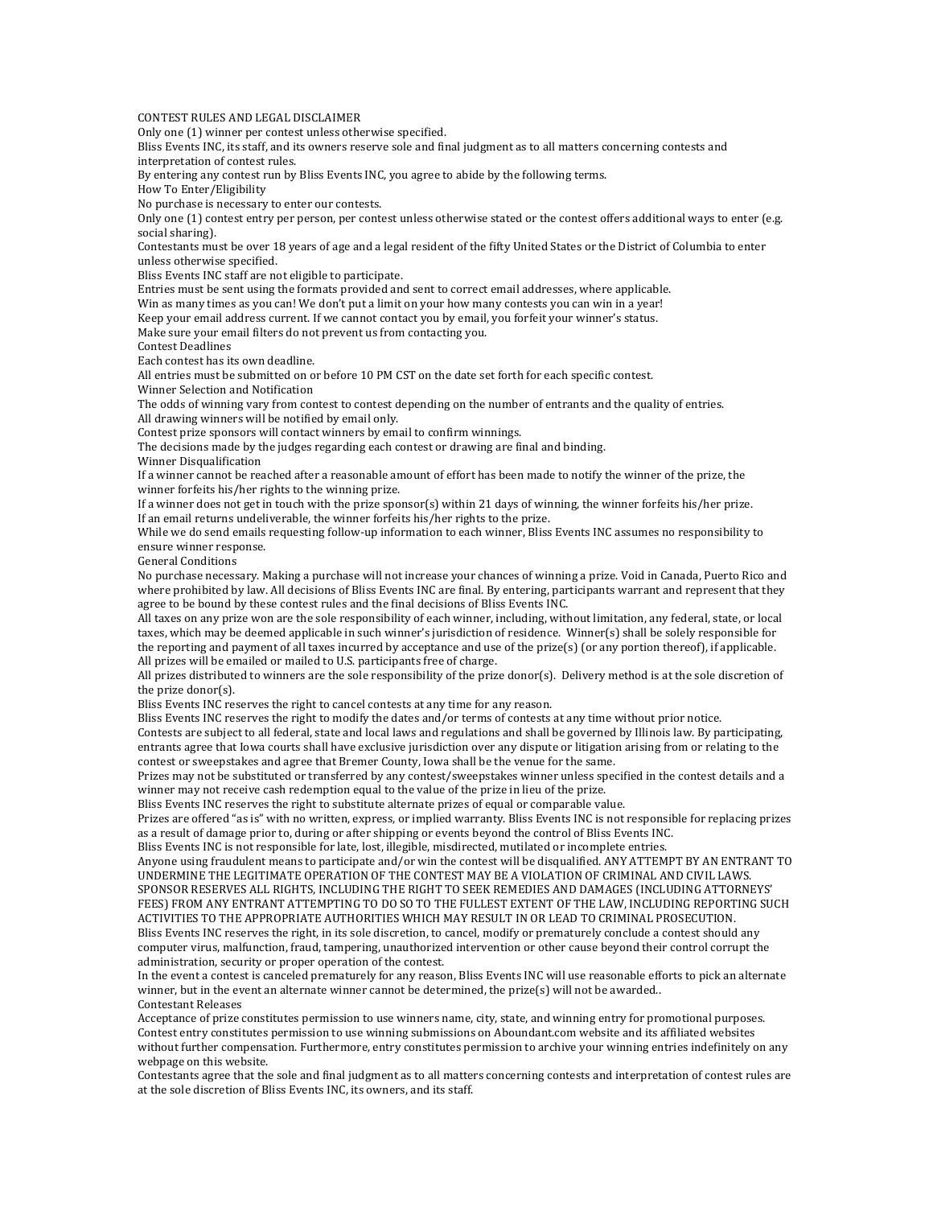# CONTEST RULES AND LEGAL DISCLAIMER

Only one (1) winner per contest unless otherwise specified.

Bliss Events INC, its staff, and its owners reserve sole and final judgment as to all matters concerning contests and interpretation of contest rules.

By entering any contest run by Bliss Events INC, you agree to abide by the following terms.

## How To Enter/Eligibility

No purchase is necessary to enter our contests.

Only one (1) contest entry per person, per contest unless otherwise stated or the contest offers additional ways to enter (e.g. social sharing).

Contestants must be over 18 years of age and a legal resident of the fifty United States or the District of Columbia to enter unless otherwise specified.

Bliss Events INC staff are not eligible to participate.

Entries must be sent using the formats provided and sent to correct email addresses, where applicable.

Win as many times as you can! We don't put a limit on your how many contests you can win in a year!

Keep your email address current. If we cannot contact you by email, you forfeit your winner's status.

Make sure your email filters do not prevent us from contacting you.

## Contest Deadlines

Each contest has its own deadline.

All entries must be submitted on or before 10 PM CST on the date set forth for each specific contest.

## Winner Selection and Notification

The odds of winning vary from contest to contest depending on the number of entrants and the quality of entries.

All drawing winners will be notified by email only.

Contest prize sponsors will contact winners by email to confirm winnings.

The decisions made by the judges regarding each contest or drawing are final and binding.

## Winner Disqualification

If a winner cannot be reached after a reasonable amount of effort has been made to notify the winner of the prize, the winner forfeits his/her rights to the winning prize.

If a winner does not get in touch with the prize sponsor(s) within 21 days of winning, the winner forfeits his/her prize.

If an email returns undeliverable, the winner forfeits his/her rights to the prize.

While we do send emails requesting follow-up information to each winner, Bliss Events INC assumes no responsibility to ensure winner response.

## General Conditions

No purchase necessary. Making a purchase will not increase your chances of winning a prize. Void in Canada, Puerto Rico and where prohibited by law. All decisions of Bliss Events INC are final. By entering, participants warrant and represent that they agree to be bound by these contest rules and the final decisions of Bliss Events INC.

All taxes on any prize won are the sole responsibility of each winner, including, without limitation, any federal, state, or local taxes, which may be deemed applicable in such winner's jurisdiction of residence. Winner(s) shall be solely responsible for the reporting and payment of all taxes incurred by acceptance and use of the prize(s) (or any portion thereof), if applicable.

All prizes will be emailed or mailed to U.S. participants free of charge.

All prizes distributed to winners are the sole responsibility of the prize donor(s). Delivery method is at the sole discretion of the prize donor(s).

Bliss Events INC reserves the right to cancel contests at any time for any reason.

Bliss Events INC reserves the right to modify the dates and/or terms of contests at any time without prior notice.

Contests are subject to all federal, state and local laws and regulations and shall be governed by Illinois law. By participating, entrants agree that Iowa courts shall have exclusive jurisdiction over any dispute or litigation arising from or relating to the contest or sweepstakes and agree that Bremer County, Iowa shall be the venue for the same.

Prizes may not be substituted or transferred by any contest/sweepstakes winner unless specified in the contest details and a winner may not receive cash redemption equal to the value of the prize in lieu of the prize.

Bliss Events INC reserves the right to substitute alternate prizes of equal or comparable value.

Prizes are offered "as is" with no written, express, or implied warranty. Bliss Events INC is not responsible for replacing prizes as a result of damage prior to, during or after shipping or events beyond the control of Bliss Events INC.

Bliss Events INC is not responsible for late, lost, illegible, misdirected, mutilated or incomplete entries.

Anyone using fraudulent means to participate and/or win the contest will be disqualified. ANY ATTEMPT BY AN ENTRANT TO UNDERMINE THE LEGITIMATE OPERATION OF THE CONTEST MAY BE A VIOLATION OF CRIMINAL AND CIVIL LAWS. SPONSOR RESERVES ALL RIGHTS, INCLUDING THE RIGHT TO SEEK REMEDIES AND DAMAGES (INCLUDING ATTORNEYS' FEES) FROM ANY ENTRANT ATTEMPTING TO DO SO TO THE FULLEST EXTENT OF THE LAW, INCLUDING REPORTING SUCH ACTIVITIES TO THE APPROPRIATE AUTHORITIES WHICH MAY RESULT IN OR LEAD TO CRIMINAL PROSECUTION.

Bliss Events INC reserves the right, in its sole discretion, to cancel, modify or prematurely conclude a contest should any computer virus, malfunction, fraud, tampering, unauthorized intervention or other cause beyond their control corrupt the administration, security or proper operation of the contest.

In the event a contest is canceled prematurely for any reason, Bliss Events INC will use reasonable efforts to pick an alternate winner, but in the event an alternate winner cannot be determined, the prize(s) will not be awarded..

## Contestant Releases

Acceptance of prize constitutes permission to use winners name, city, state, and winning entry for promotional purposes.

Contest entry constitutes permission to use winning submissions on Aboundant.com website and its affiliated websites without further compensation. Furthermore, entry constitutes permission to archive your winning entries indefinitely on any webpage on this website.

Contestants agree that the sole and final judgment as to all matters concerning contests and interpretation of contest rules are at the sole discretion of Bliss Events INC, its owners, and its staff.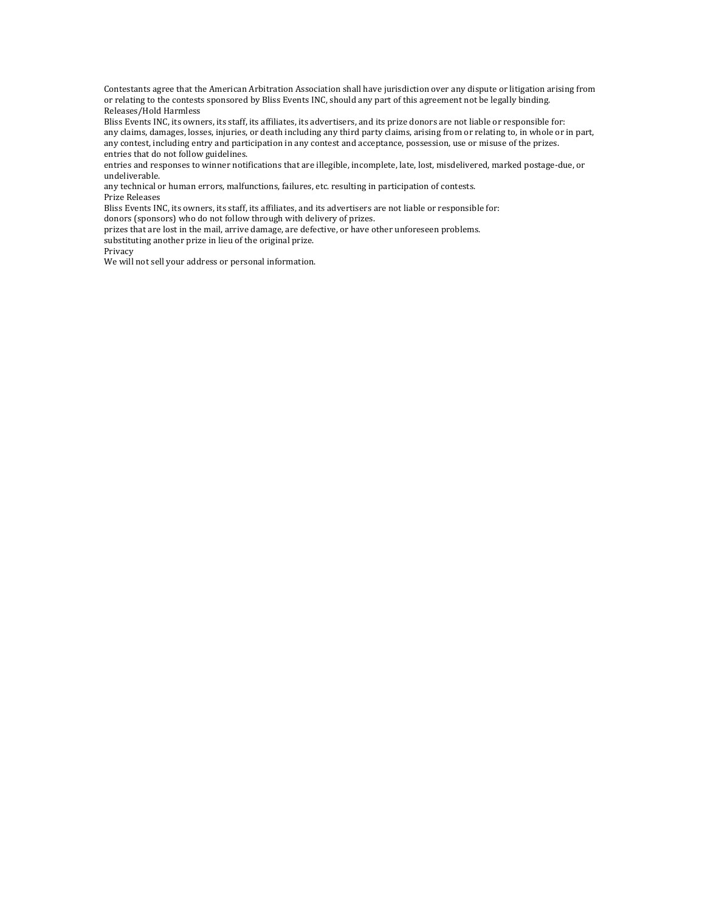Contestants agree that the American Arbitration Association shall have jurisdiction over any dispute or litigation arising from or relating to the contests sponsored by Bliss Events INC, should any part of this agreement not be legally binding.

## Releases/Hold Harmless

Bliss Events INC, its owners, its staff, its affiliates, its advertisers, and its prize donors are not liable or responsible for:

any claims, damages, losses, injuries, or death including any third party claims, arising from or relating to, in whole or in part, any contest, including entry and participation in any contest and acceptance, possession, use or misuse of the prizes.

entries that do not follow guidelines.

entries and responses to winner notifications that are illegible, incomplete, late, lost, misdelivered, marked postage-due, or undeliverable.

any technical or human errors, malfunctions, failures, etc. resulting in participation of contests.

## Prize Releases

Bliss Events INC, its owners, its staff, its affiliates, and its advertisers are not liable or responsible for:

donors (sponsors) who do not follow through with delivery of prizes.

prizes that are lost in the mail, arrive damage, are defective, or have other unforeseen problems.

substituting another prize in lieu of the original prize.

## Privacy

We will not sell your address or personal information.